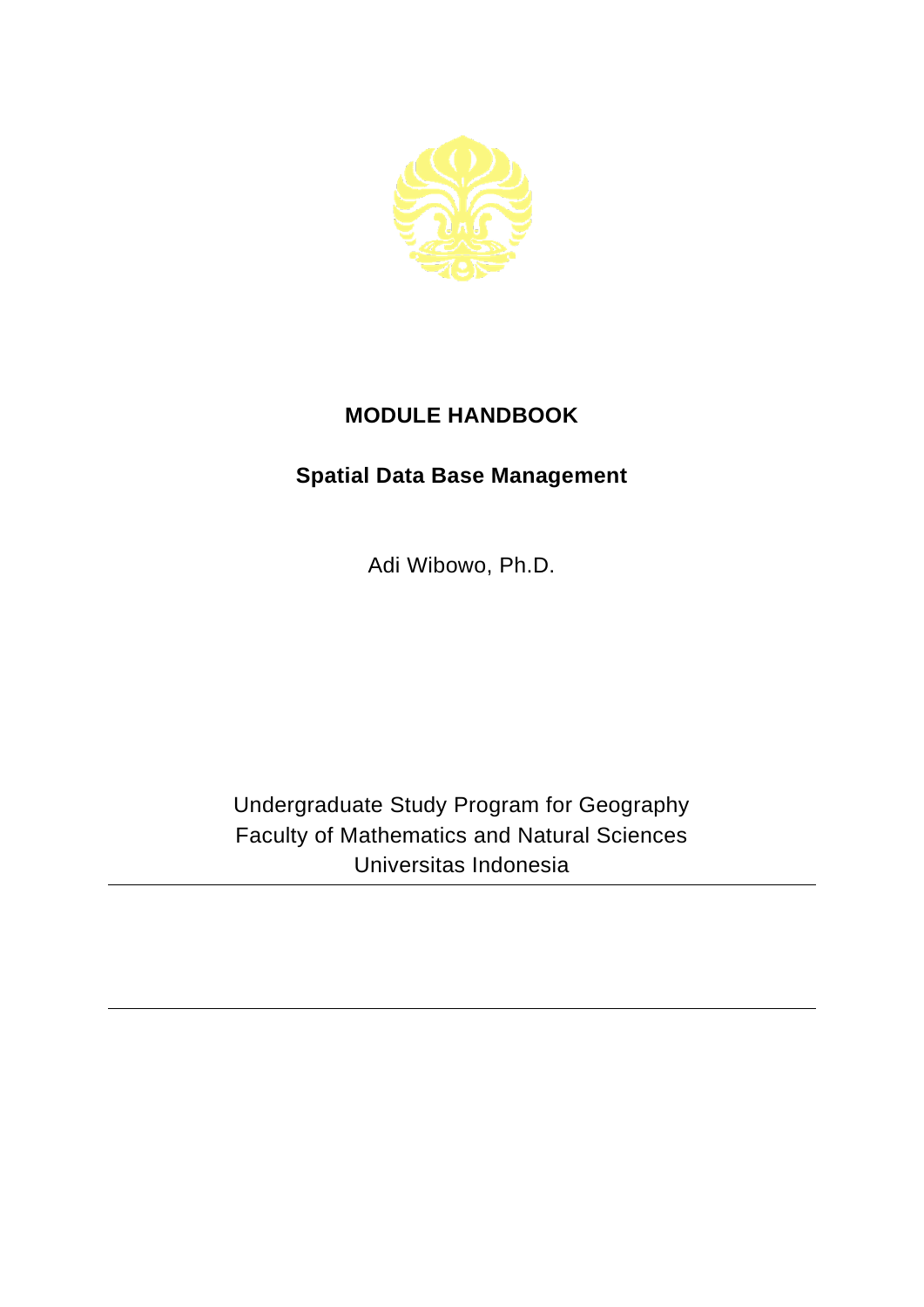# MODULE HANDBOOK

## Spatial Data Base Management

Adi Wibowo, Ph.D.

Undergraduate Study Program for Geography
Faculty of Mathematics and Natural Sciences
Universitas Indonesia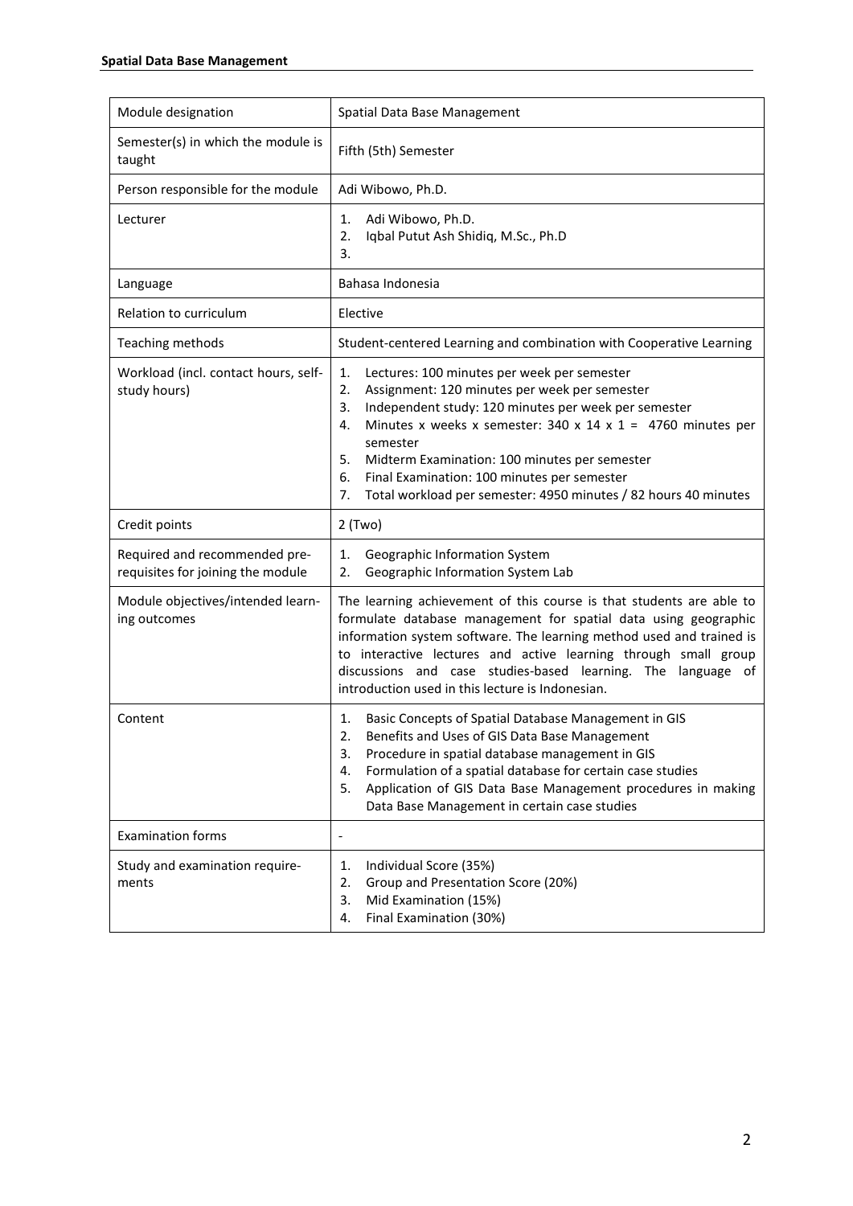| Module designation | Spatial Data Base Management |
|---|---|
| Semester(s) in which the module is taught | Fifth (5th) Semester |
| Person responsible for the module | Adi Wibowo, Ph.D. |
| Lecturer | 1. Adi Wibowo, Ph.D.<br>2. Iqbal Putut Ash Shidiq, M.Sc., Ph.D<br>3. |
| Language | Bahasa Indonesia |
| Relation to curriculum | Elective |
| Teaching methods | Student-centered Learning and combination with Cooperative Learning |
| Workload (incl. contact hours, self-study hours) | 1. Lectures: 100 minutes per week per semester<br>2. Assignment: 120 minutes per week per semester<br>3. Independent study: 120 minutes per week per semester<br>4. Minutes x weeks x semester: 340 x 14 x 1 = 4760 minutes per semester<br>5. Midterm Examination: 100 minutes per semester<br>6. Final Examination: 100 minutes per semester<br>7. Total workload per semester: 4950 minutes / 82 hours 40 minutes |
| Credit points | 2 (Two) |
| Required and recommended pre-requisites for joining the module | 1. Geographic Information System<br>2. Geographic Information System Lab |
| Module objectives/intended learning outcomes | The learning achievement of this course is that students are able to formulate database management for spatial data using geographic information system software. The learning method used and trained is to interactive lectures and active learning through small group discussions and case studies-based learning. The language of introduction used in this lecture is Indonesian. |
| Content | 1. Basic Concepts of Spatial Database Management in GIS<br>2. Benefits and Uses of GIS Data Base Management<br>3. Procedure in spatial database management in GIS<br>4. Formulation of a spatial database for certain case studies<br>5. Application of GIS Data Base Management procedures in making Data Base Management in certain case studies |
| Examination forms | - |
| Study and examination requirements | 1. Individual Score (35%)<br>2. Group and Presentation Score (20%)<br>3. Mid Examination (15%)<br>4. Final Examination (30%) |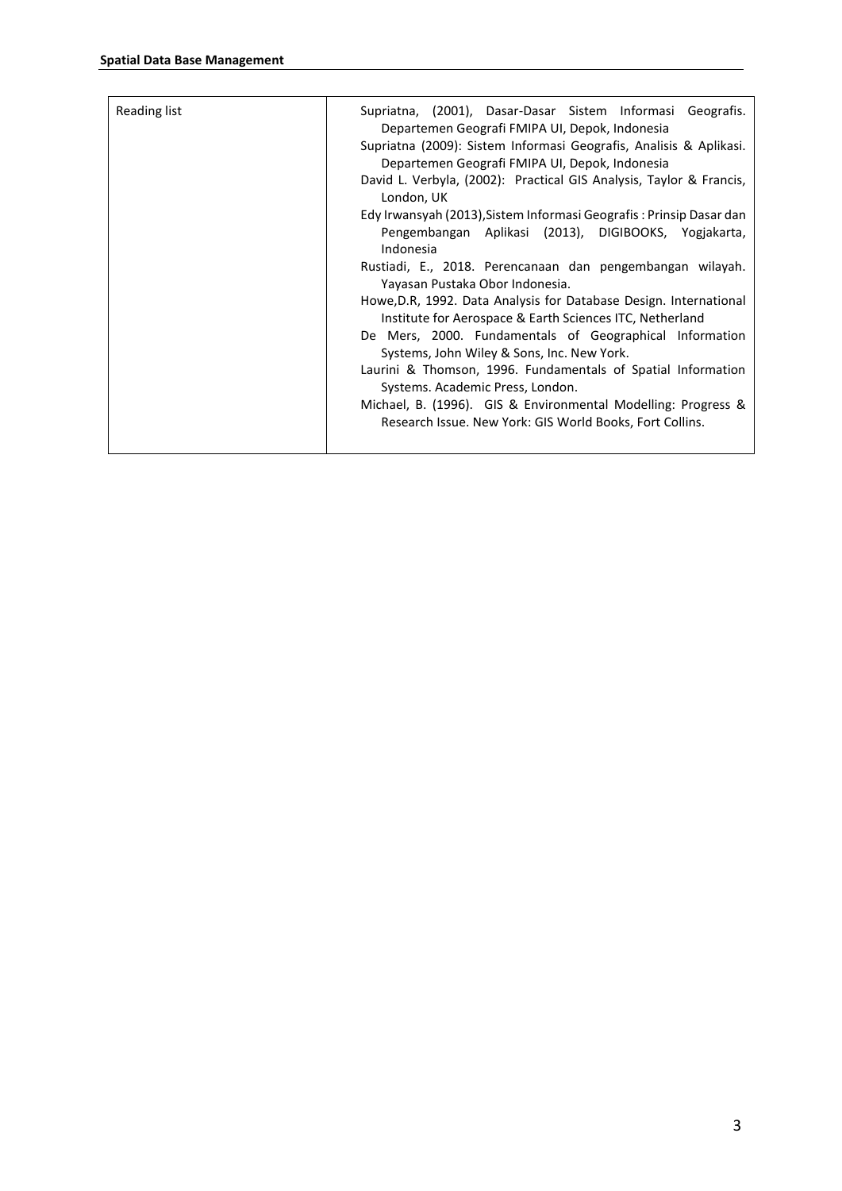| | |
|---|---|
| Reading list | Supriatna, (2001), Dasar-Dasar Sistem Informasi Geografis. Departemen Geografi FMIPA UI, Depok, Indonesia<br>Supriatna (2009): Sistem Informasi Geografis, Analisis & Aplikasi. Departemen Geografi FMIPA UI, Depok, Indonesia<br>David L. Verbyla, (2002): Practical GIS Analysis, Taylor & Francis, London, UK<br>Edy Irwansyah (2013),Sistem Informasi Geografis : Prinsip Dasar dan Pengembangan Aplikasi (2013), DIGIBOOKS, Yogjakarta, Indonesia<br>Rustiadi, E., 2018. Perencanaan dan pengembangan wilayah. Yayasan Pustaka Obor Indonesia.<br>Howe,D.R, 1992. Data Analysis for Database Design. International Institute for Aerospace & Earth Sciences ITC, Netherland<br>De Mers, 2000. Fundamentals of Geographical Information Systems, John Wiley & Sons, Inc. New York.<br>Laurini & Thomson, 1996. Fundamentals of Spatial Information Systems. Academic Press, London.<br>Michael, B. (1996). GIS & Environmental Modelling: Progress & Research Issue. New York: GIS World Books, Fort Collins. |